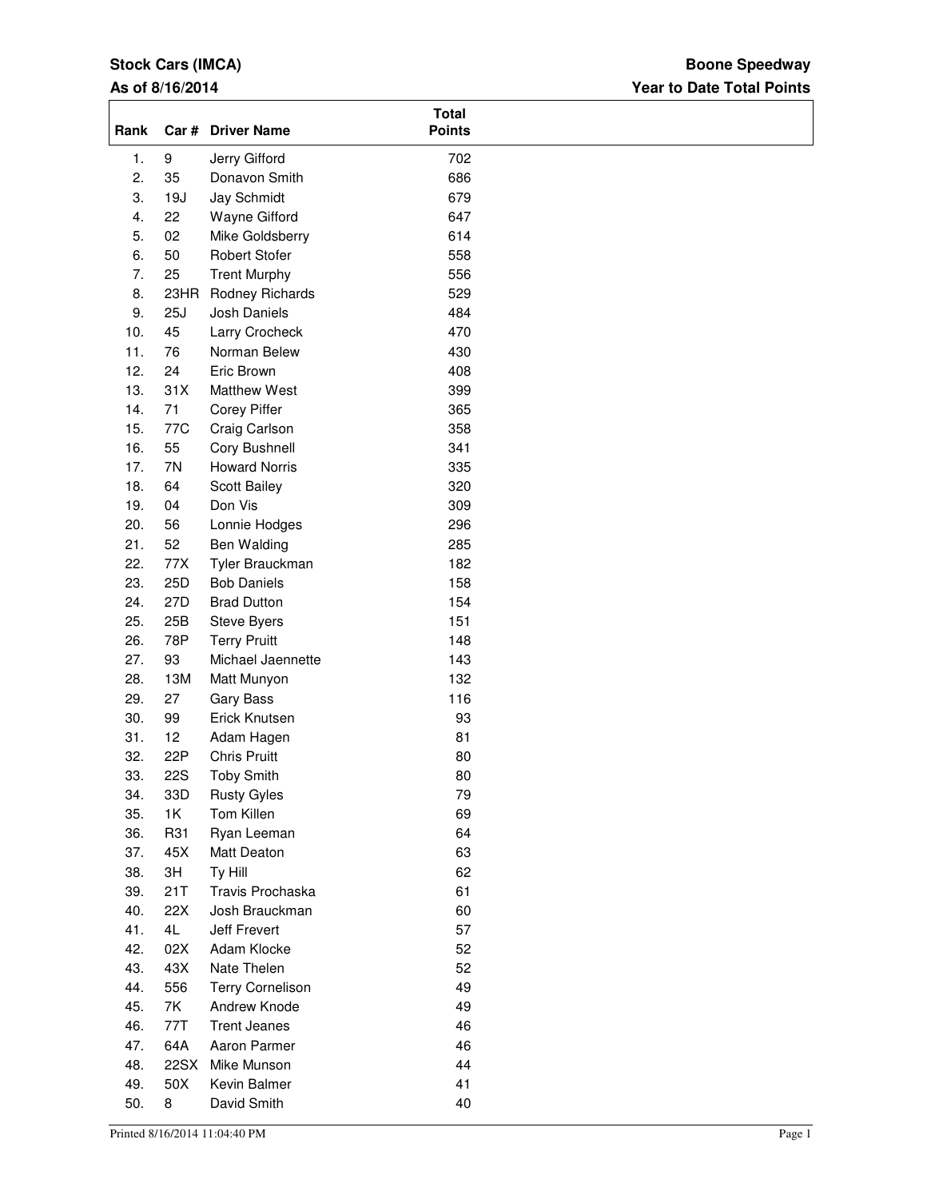**Stock Cars (IMCA)**

**As of 8/16/2014**

**Boone Speedway**

**Year to Date Total Points**

| Rank | Car # | Driver Name | Total Points |
|---|---|---|---|
| 1. | 9 | Jerry Gifford | 702 |
| 2. | 35 | Donavon Smith | 686 |
| 3. | 19J | Jay Schmidt | 679 |
| 4. | 22 | Wayne Gifford | 647 |
| 5. | 02 | Mike Goldsberry | 614 |
| 6. | 50 | Robert Stofer | 558 |
| 7. | 25 | Trent Murphy | 556 |
| 8. | 23HR | Rodney Richards | 529 |
| 9. | 25J | Josh Daniels | 484 |
| 10. | 45 | Larry Crocheck | 470 |
| 11. | 76 | Norman Belew | 430 |
| 12. | 24 | Eric Brown | 408 |
| 13. | 31X | Matthew West | 399 |
| 14. | 71 | Corey Piffer | 365 |
| 15. | 77C | Craig Carlson | 358 |
| 16. | 55 | Cory Bushnell | 341 |
| 17. | 7N | Howard Norris | 335 |
| 18. | 64 | Scott Bailey | 320 |
| 19. | 04 | Don Vis | 309 |
| 20. | 56 | Lonnie Hodges | 296 |
| 21. | 52 | Ben Walding | 285 |
| 22. | 77X | Tyler Brauckman | 182 |
| 23. | 25D | Bob Daniels | 158 |
| 24. | 27D | Brad Dutton | 154 |
| 25. | 25B | Steve Byers | 151 |
| 26. | 78P | Terry Pruitt | 148 |
| 27. | 93 | Michael Jaennette | 143 |
| 28. | 13M | Matt Munyon | 132 |
| 29. | 27 | Gary Bass | 116 |
| 30. | 99 | Erick Knutsen | 93 |
| 31. | 12 | Adam Hagen | 81 |
| 32. | 22P | Chris Pruitt | 80 |
| 33. | 22S | Toby Smith | 80 |
| 34. | 33D | Rusty Gyles | 79 |
| 35. | 1K | Tom Killen | 69 |
| 36. | R31 | Ryan Leeman | 64 |
| 37. | 45X | Matt Deaton | 63 |
| 38. | 3H | Ty Hill | 62 |
| 39. | 21T | Travis Prochaska | 61 |
| 40. | 22X | Josh Brauckman | 60 |
| 41. | 4L | Jeff Frevert | 57 |
| 42. | 02X | Adam Klocke | 52 |
| 43. | 43X | Nate Thelen | 52 |
| 44. | 556 | Terry Cornelison | 49 |
| 45. | 7K | Andrew Knode | 49 |
| 46. | 77T | Trent Jeanes | 46 |
| 47. | 64A | Aaron Parmer | 46 |
| 48. | 22SX | Mike Munson | 44 |
| 49. | 50X | Kevin Balmer | 41 |
| 50. | 8 | David Smith | 40 |

Printed 8/16/2014 11:04:40 PM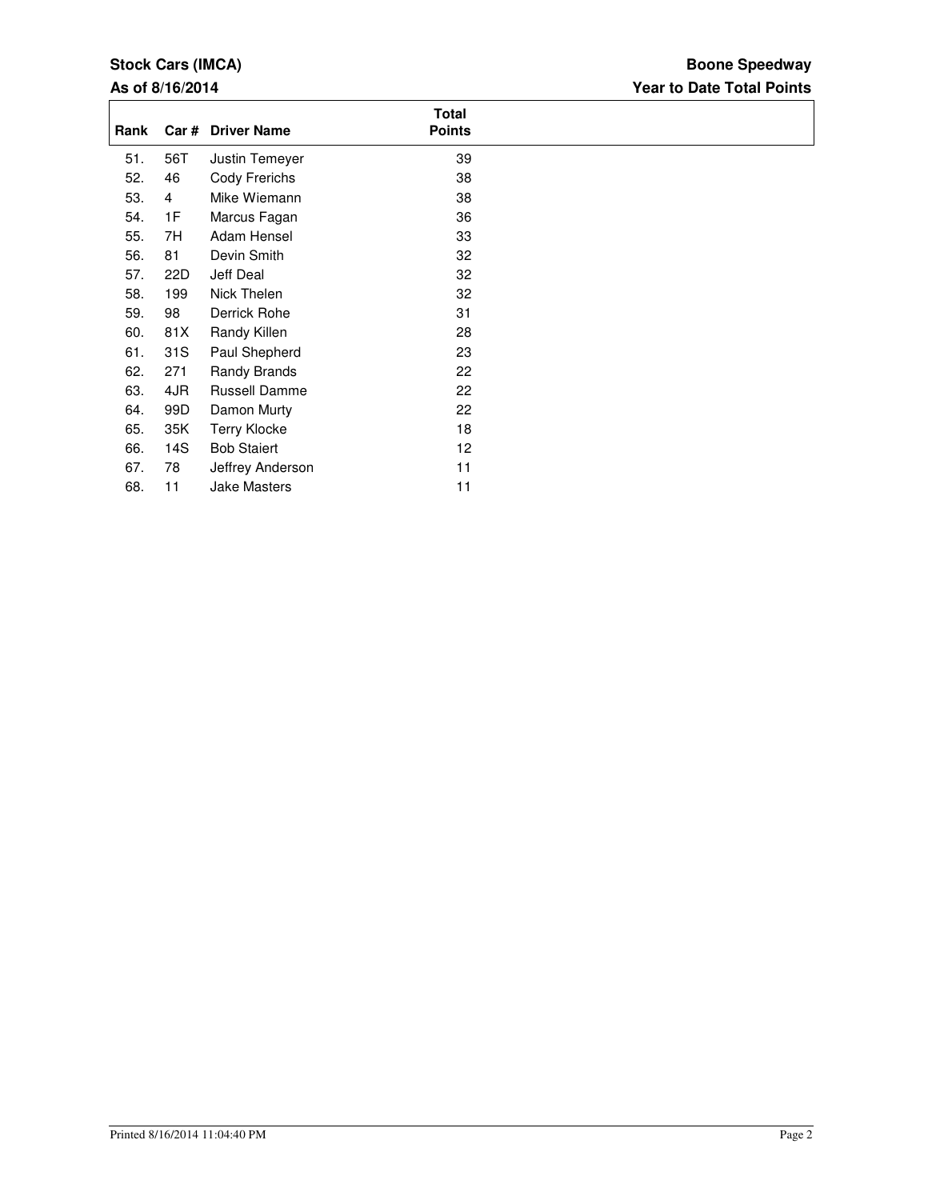**Stock Cars (IMCA)**
**As of 8/16/2014**

**Boone Speedway**
**Year to Date Total Points**

| Rank | Car # | Driver Name | Total Points |
|---|---|---|---|
| 51. | 56T | Justin Temeyer | 39 |
| 52. | 46 | Cody Frerichs | 38 |
| 53. | 4 | Mike Wiemann | 38 |
| 54. | 1F | Marcus Fagan | 36 |
| 55. | 7H | Adam Hensel | 33 |
| 56. | 81 | Devin Smith | 32 |
| 57. | 22D | Jeff Deal | 32 |
| 58. | 199 | Nick Thelen | 32 |
| 59. | 98 | Derrick Rohe | 31 |
| 60. | 81X | Randy Killen | 28 |
| 61. | 31S | Paul Shepherd | 23 |
| 62. | 271 | Randy Brands | 22 |
| 63. | 4JR | Russell Damme | 22 |
| 64. | 99D | Damon Murty | 22 |
| 65. | 35K | Terry Klocke | 18 |
| 66. | 14S | Bob Staiert | 12 |
| 67. | 78 | Jeffrey Anderson | 11 |
| 68. | 11 | Jake Masters | 11 |

Printed 8/16/2014 11:04:40 PM